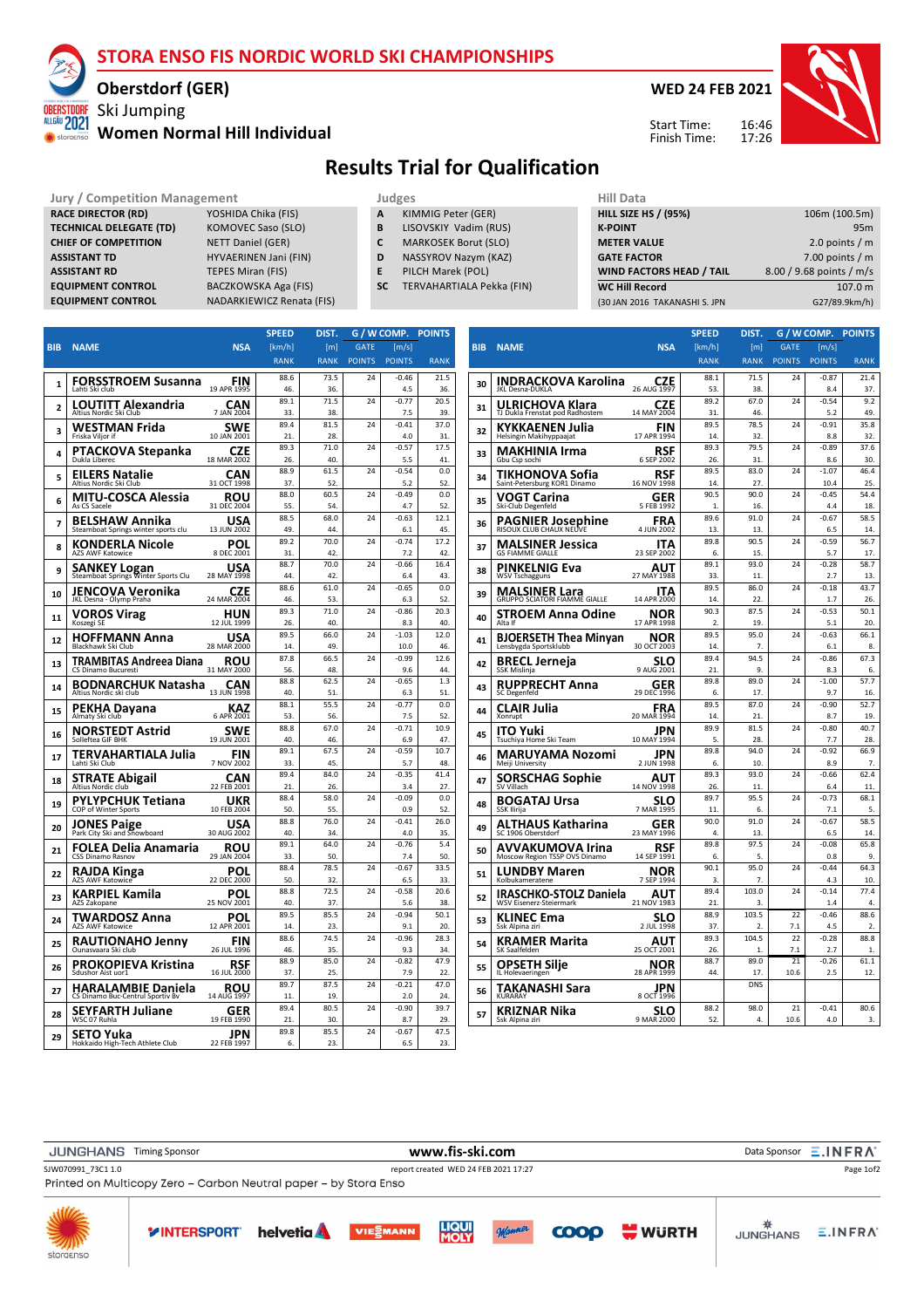# STORA ENSO FIS NORDIC WORLD SKI CHAMPIONSHIPS

## Oberstdorf (GER)

Ski Jumping

### Women Normal Hill Individual

WED 24 FEB 2021

Start Time: 16:46
Finish Time: 17:26

# Results Trial for Qualification

| Jury / Competition Management | |
|---|---|
| RACE DIRECTOR (RD) | YOSHIDA Chika (FIS) |
| TECHNICAL DELEGATE (TD) | KOMOVEC Saso (SLO) |
| CHIEF OF COMPETITION | NETT Daniel (GER) |
| ASSISTANT TD | HYVAERINEN Jani (FIN) |
| ASSISTANT RD | TEPES Miran (FIS) |
| EQUIPMENT CONTROL | BACZKOWSKA Aga (FIS) |
| EQUIPMENT CONTROL | NADARKIEWICZ Renata (FIS) |

| Judges | |
|---|---|
| A | KIMMIG Peter (GER) |
| B | LISOVSKIY Vadim (RUS) |
| C | MARKOSEK Borut (SLO) |
| D | NASSYROV Nazym (KAZ) |
| E | PILCH Marek (POL) |
| SC | TERVAHARTIALA Pekka (FIN) |

| Hill Data | |
|---|---|
| HILL SIZE HS / (95%) | 106m (100.5m) |
| K-POINT | 95m |
| METER VALUE | 2.0 points / m |
| GATE FACTOR | 7.00 points / m |
| WIND FACTORS HEAD / TAIL | 8.00 / 9.68 points / m/s |
| WC Hill Record | 107.0 m |
| (30 JAN 2016 TAKANASHI S. JPN | G27/89.9km/h) |

| BIB | NAME | Club | NSA | Date of birth | SPEED [km/h] | SPEED RANK | DIST. [m] | DIST. RANK | GATE | GATE POINTS | WIND [m/s] | WIND POINTS | POINTS | RANK |
|---|---|---|---|---|---|---|---|---|---|---|---|---|---|---|
| 1 | FORSSTROEM Susanna | Lahti Ski club | FIN | 19 APR 1995 | 88.6 | 46. | 73.5 | 36. | 24 | | -0.46 | 4.5 | 21.5 | 36. |
| 2 | LOUTITT Alexandria | Altius Nordic Ski Club | CAN | 7 JAN 2004 | 89.1 | 33. | 71.5 | 38. | 24 | | -0.77 | 7.5 | 20.5 | 39. |
| 3 | WESTMAN Frida | Friska Viljor if | SWE | 10 JAN 2001 | 89.4 | 21. | 81.5 | 28. | 24 | | -0.41 | 4.0 | 37.0 | 31. |
| 4 | PTACKOVA Stepanka | Dukla Liberec | CZE | 18 MAR 2002 | 89.3 | 26. | 71.0 | 40. | 24 | | -0.57 | 5.5 | 17.5 | 41. |
| 5 | EILERS Natalie | Altius Nordic Ski Club | CAN | 31 OCT 1998 | 88.9 | 37. | 61.5 | 52. | 24 | | -0.54 | 5.2 | 0.0 | 52. |
| 6 | MITU-COSCA Alessia | As CS Sacele | ROU | 31 DEC 2004 | 88.0 | 55. | 60.5 | 54. | 24 | | -0.49 | 4.7 | 0.0 | 52. |
| 7 | BELSHAW Annika | Steamboat Springs winter sports clu | USA | 13 JUN 2002 | 88.5 | 49. | 68.0 | 44. | 24 | | -0.63 | 6.1 | 12.1 | 45. |
| 8 | KONDERLA Nicole | AZS AWF Katowice | POL | 8 DEC 2001 | 89.2 | 31. | 70.0 | 42. | 24 | | -0.74 | 7.2 | 17.2 | 42. |
| 9 | SANKEY Logan | Steamboat Springs Winter Sports Clu | USA | 28 MAY 1998 | 88.7 | 44. | 70.0 | 42. | 24 | | -0.66 | 6.4 | 16.4 | 43. |
| 10 | JENCOVA Veronika | JKL Desna - Olymp Praha | CZE | 24 MAR 2004 | 88.6 | 46. | 61.0 | 53. | 24 | | -0.65 | 6.3 | 0.0 | 52. |
| 11 | VOROS Virag | Koszegi SE | HUN | 12 JUL 1999 | 89.3 | 26. | 71.0 | 40. | 24 | | -0.86 | 8.3 | 20.3 | 40. |
| 12 | HOFFMANN Anna | Blackhawk Ski Club | USA | 28 MAR 2000 | 89.5 | 14. | 66.0 | 49. | 24 | | -1.03 | 10.0 | 12.0 | 46. |
| 13 | TRAMBITAS Andreea Diana | CS Dinamo Bucuresti | ROU | 31 MAY 2000 | 87.8 | 56. | 66.5 | 48. | 24 | | -0.99 | 9.6 | 12.6 | 44. |
| 14 | BODNARCHUK Natasha | Altius Nordic ski club | CAN | 13 JUN 1998 | 88.8 | 40. | 62.5 | 51. | 24 | | -0.65 | 6.3 | 1.3 | 51. |
| 15 | PEKHA Dayana | Almaty Ski club | KAZ | 6 APR 2001 | 88.1 | 53. | 55.5 | 56. | 24 | | -0.77 | 7.5 | 0.0 | 52. |
| 16 | NORSTEDT Astrid | Solleftea GIF BHK | SWE | 19 JUN 2001 | 88.8 | 40. | 67.0 | 46. | 24 | | -0.71 | 6.9 | 10.9 | 47. |
| 17 | TERVAHARTIALA Julia | Lahti Ski Club | FIN | 7 NOV 2002 | 89.1 | 33. | 67.5 | 45. | 24 | | -0.59 | 5.7 | 10.7 | 48. |
| 18 | STRATE Abigail | Altius Nordic club | CAN | 22 FEB 2001 | 89.4 | 21. | 84.0 | 26. | 24 | | -0.35 | 3.4 | 41.4 | 27. |
| 19 | PYLYPCHUK Tetiana | COP of Winter Sports | UKR | 10 FEB 2004 | 88.4 | 50. | 58.0 | 55. | 24 | | -0.09 | 0.9 | 0.0 | 52. |
| 20 | JONES Paige | Park City Ski and Snowboard | USA | 30 AUG 2002 | 88.8 | 40. | 76.0 | 34. | 24 | | -0.41 | 4.0 | 26.0 | 35. |
| 21 | FOLEA Delia Anamaria | CSS Dinamo Rasnov | ROU | 29 JAN 2004 | 89.1 | 33. | 64.0 | 50. | 24 | | -0.76 | 7.4 | 5.4 | 50. |
| 22 | RAJDA Kinga | AZS AWF Katowice | POL | 22 DEC 2000 | 88.4 | 50. | 78.5 | 32. | 24 | | -0.67 | 6.5 | 33.5 | 33. |
| 23 | KARPIEL Kamila | AZS Zakopane | POL | 25 NOV 2001 | 88.8 | 40. | 72.5 | 37. | 24 | | -0.58 | 5.6 | 20.6 | 38. |
| 24 | TWARDOSZ Anna | AZS AWF Katowice | POL | 12 APR 2001 | 89.5 | 14. | 85.5 | 23. | 24 | | -0.94 | 9.1 | 50.1 | 20. |
| 25 | RAUTIONAHO Jenny | Ounasvaara Ski club | FIN | 26 JUL 1996 | 88.6 | 46. | 74.5 | 35. | 24 | | -0.96 | 9.3 | 28.3 | 34. |
| 26 | PROKOPIEVA Kristina | Sdushor Aist uor1 | RSF | 16 JUL 2000 | 88.9 | 37. | 85.0 | 25. | 24 | | -0.82 | 7.9 | 47.9 | 22. |
| 27 | HARALAMBIE Daniela | CS Dinamo Buc-Centrul Sportiv Bv | ROU | 14 AUG 1997 | 89.7 | 11. | 87.5 | 19. | 24 | | -0.21 | 2.0 | 47.0 | 24. |
| 28 | SEYFARTH Juliane | WSC 07 Ruhla | GER | 19 FEB 1990 | 89.4 | 21. | 80.5 | 30. | 24 | | -0.90 | 8.7 | 39.7 | 29. |
| 29 | SETO Yuka | Hokkaido High-Tech Athlete Club | JPN | 22 FEB 1997 | 89.8 | 6. | 85.5 | 23. | 24 | | -0.67 | 6.5 | 47.5 | 23. |
| 30 | INDRACKOVA Karolina | JKL Desna-DUKLA | CZE | 26 AUG 1997 | 88.1 | 53. | 71.5 | 38. | 24 | | -0.87 | 8.4 | 21.4 | 37. |
| 31 | ULRICHOVA Klara | TJ Dukla Frenstat pod Radhostem | CZE | 14 MAY 2004 | 89.2 | 31. | 67.0 | 46. | 24 | | -0.54 | 5.2 | 9.2 | 49. |
| 32 | KYKKAENEN Julia | Helsingin Makihyppaajat | FIN | 17 APR 1994 | 89.5 | 14. | 78.5 | 32. | 24 | | -0.91 | 8.8 | 35.8 | 32. |
| 33 | MAKHINIA Irma | Gbu Csp sochi | RSF | 6 SEP 2002 | 89.3 | 26. | 79.5 | 31. | 24 | | -0.89 | 8.6 | 37.6 | 30. |
| 34 | TIKHONOVA Sofia | Saint-Petersburg KOR1 Dinamo | RSF | 16 NOV 1998 | 89.5 | 14. | 83.0 | 27. | 24 | | -1.07 | 10.4 | 46.4 | 25. |
| 35 | VOGT Carina | Ski-Club Degenfeld | GER | 5 FEB 1992 | 90.5 | 1. | 90.0 | 16. | 24 | | -0.45 | 4.4 | 54.4 | 18. |
| 36 | PAGNIER Josephine | RISOUX CLUB CHAUX NEUVE | FRA | 4 JUN 2002 | 89.6 | 13. | 91.0 | 13. | 24 | | -0.67 | 6.5 | 58.5 | 14. |
| 37 | MALSINER Jessica | GS FIAMME GIALLE | ITA | 23 SEP 2002 | 89.8 | 6. | 90.5 | 15. | 24 | | -0.59 | 5.7 | 56.7 | 17. |
| 38 | PINKELNIG Eva | WSV Tschagguns | AUT | 27 MAY 1988 | 89.1 | 33. | 93.0 | 11. | 24 | | -0.28 | 2.7 | 58.7 | 13. |
| 39 | MALSINER Lara | GRUPPO SCIATORI FIAMME GIALLE | ITA | 14 APR 2000 | 89.5 | 14. | 86.0 | 22. | 24 | | -0.18 | 1.7 | 43.7 | 26. |
| 40 | STROEM Anna Odine | Alta If | NOR | 17 APR 1998 | 90.3 | 2. | 87.5 | 19. | 24 | | -0.53 | 5.1 | 50.1 | 20. |
| 41 | BJOERSETH Thea Minyan | Lensbygda Sportsklubb | NOR | 30 OCT 2003 | 89.5 | 14. | 95.0 | 7. | 24 | | -0.63 | 6.1 | 66.1 | 8. |
| 42 | BRECL Jerneja | SSK Mislinja | SLO | 9 AUG 2001 | 89.4 | 21. | 94.5 | 9. | 24 | | -0.86 | 8.3 | 67.3 | 6. |
| 43 | RUPPRECHT Anna | SC Degenfeld | GER | 29 DEC 1996 | 89.8 | 6. | 89.0 | 17. | 24 | | -1.00 | 9.7 | 57.7 | 16. |
| 44 | CLAIR Julia | Xonrupt | FRA | 20 MAR 1994 | 89.5 | 14. | 87.0 | 21. | 24 | | -0.90 | 8.7 | 52.7 | 19. |
| 45 | ITO Yuki | Tsuchiya Home Ski Team | JPN | 10 MAY 1994 | 89.9 | 5. | 81.5 | 28. | 24 | | -0.80 | 7.7 | 40.7 | 28. |
| 46 | MARUYAMA Nozomi | Meiji University | JPN | 2 JUN 1998 | 89.8 | 6. | 94.0 | 10. | 24 | | -0.92 | 8.9 | 66.9 | 7. |
| 47 | SORSCHAG Sophie | SV Villach | AUT | 14 NOV 1998 | 89.3 | 26. | 93.0 | 11. | 24 | | -0.66 | 6.4 | 62.4 | 11. |
| 48 | BOGATAJ Ursa | SSK Ilirija | SLO | 7 MAR 1995 | 89.7 | 11. | 95.5 | 6. | 24 | | -0.73 | 7.1 | 68.1 | 5. |
| 49 | ALTHAUS Katharina | SC 1906 Oberstdorf | GER | 23 MAY 1996 | 90.0 | 4. | 91.0 | 13. | 24 | | -0.67 | 6.5 | 58.5 | 14. |
| 50 | AVVAKUMOVA Irina | Moscow Region TSSP OVS Dinamo | RSF | 14 SEP 1991 | 89.8 | 6. | 97.5 | 5. | 24 | | -0.08 | 0.8 | 65.8 | 9. |
| 51 | LUNDBY Maren | Kolbukameratene | NOR | 7 SEP 1994 | 90.1 | 3. | 95.0 | 7. | 24 | | -0.44 | 4.3 | 64.3 | 10. |
| 52 | IRASCHKO-STOLZ Daniela | WSV Eisenerz-Steiermark | AUT | 21 NOV 1983 | 89.4 | 21. | 103.0 | 3. | 24 | | -0.14 | 1.4 | 77.4 | 4. |
| 53 | KLINEC Ema | Ssk Alpina ziri | SLO | 2 JUL 1998 | 88.9 | 37. | 103.5 | 2. | 22 | 7.1 | -0.46 | 4.5 | 88.6 | 2. |
| 54 | KRAMER Marita | SK Saalfelden | AUT | 25 OCT 2001 | 89.3 | 26. | 104.5 | 1. | 22 | 7.1 | -0.28 | 2.7 | 88.8 | 1. |
| 55 | OPSETH Silje | IL Holevaeringen | NOR | 28 APR 1999 | 88.7 | 44. | 89.0 | 17. | 21 | 10.6 | -0.26 | 2.5 | 61.1 | 12. |
| 56 | TAKANASHI Sara | KURARAY | JPN | 8 OCT 1996 | | | DNS | | | | | | | |
| 57 | KRIZNAR Nika | Ssk Alpina ziri | SLO | 9 MAR 2000 | 88.2 | 52. | 98.0 | 4. | 21 | 10.6 | -0.41 | 4.0 | 80.6 | 3. |

JUNGHANS Timing Sponsor — www.fis-ski.com — Data Sponsor INFRA

SJW070991_73C1 1.0 — report created WED 24 FEB 2021 17:27

Printed on Multicopy Zero – Carbon Neutral paper – by Stora Enso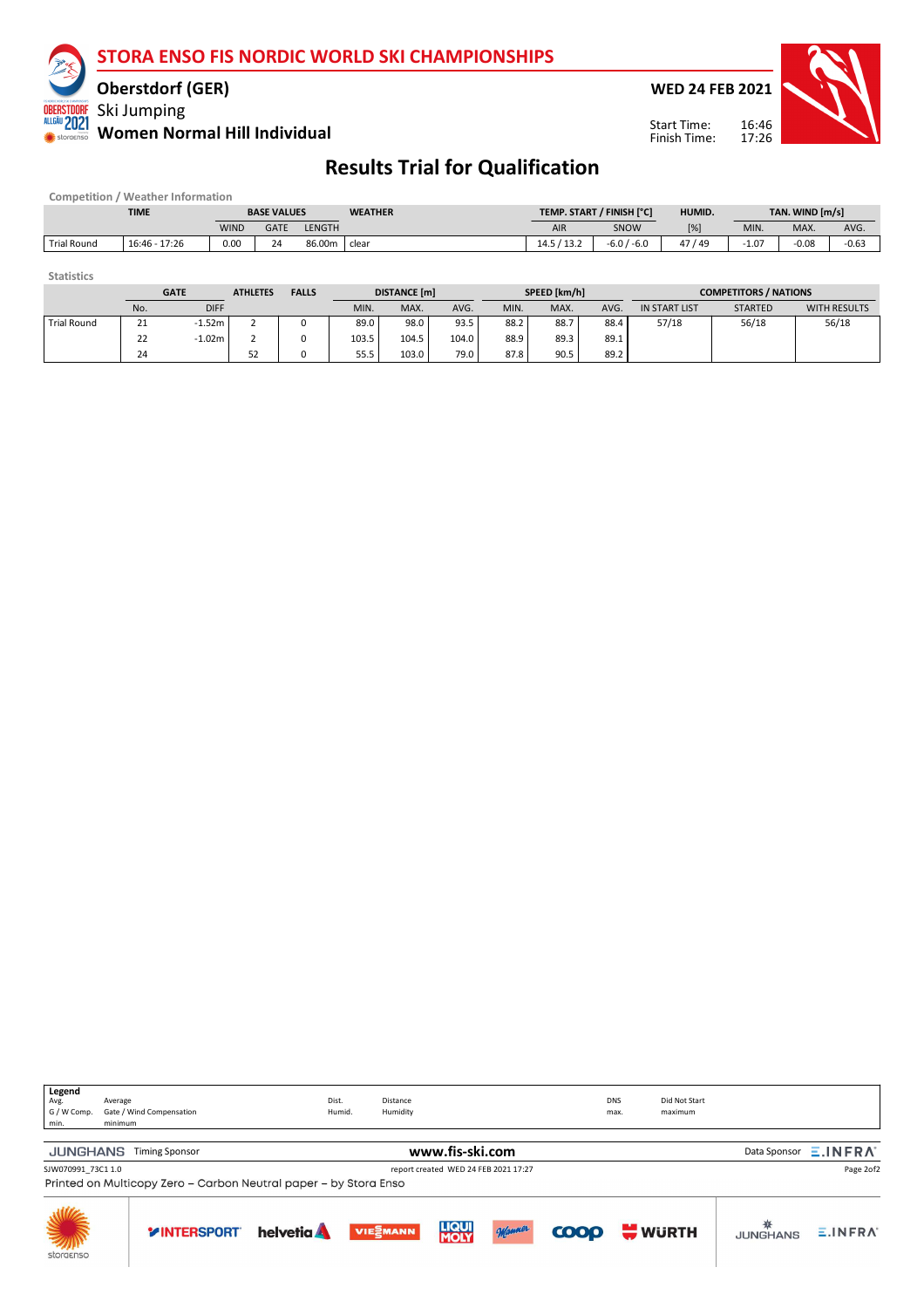## STORA ENSO FIS NORDIC WORLD SKI CHAMPIONSHIPS

**Oberstdorf (GER)**

Ski Jumping

**Women Normal Hill Individual**

**WED 24 FEB 2021**

Start Time: 16:46
Finish Time: 17:26

# Results Trial for Qualification

Competition / Weather Information

| TIME | | BASE VALUES | | | WEATHER | TEMP. START / FINISH [°C] | | HUMID. | TAN. WIND [m/s] | | |
|---|---|---|---|---|---|---|---|---|---|---|---|
| | | WIND | GATE | LENGTH | | AIR | SNOW | [%] | MIN. | MAX. | AVG. |
| Trial Round | 16:46 - 17:26 | 0.00 | 24 | 86.00m | clear | 14.5 / 13.2 | -6.0 / -6.0 | 47 / 49 | -1.07 | -0.08 | -0.63 |

Statistics

| | GATE | | ATHLETES | FALLS | DISTANCE [m] | | | SPEED [km/h] | | | COMPETITORS / NATIONS | | |
|---|---|---|---|---|---|---|---|---|---|---|---|---|---|
| | No. | DIFF | | | MIN. | MAX. | AVG. | MIN. | MAX. | AVG. | IN START LIST | STARTED | WITH RESULTS |
| Trial Round | 21 | -1.52m | 2 | 0 | 89.0 | 98.0 | 93.5 | 88.2 | 88.7 | 88.4 | 57/18 | 56/18 | 56/18 |
| | 22 | -1.02m | 2 | 0 | 103.5 | 104.5 | 104.0 | 88.9 | 89.3 | 89.1 | | | |
| | 24 | | 52 | 0 | 55.5 | 103.0 | 79.0 | 87.8 | 90.5 | 89.2 | | | |

**Legend**

| | | | | | |
|---|---|---|---|---|---|
| Avg. | Average | Dist. | Distance | DNS | Did Not Start |
| G / W Comp. | Gate / Wind Compensation | Humid. | Humidity | max. | maximum |
| min. | minimum | | | | |

JUNGHANS Timing Sponsor — www.fis-ski.com — Data Sponsor INFRA

SJW070991_73C1 1.0 — report created WED 24 FEB 2021 17:27

Printed on Multicopy Zero – Carbon Neutral paper – by Stora Enso